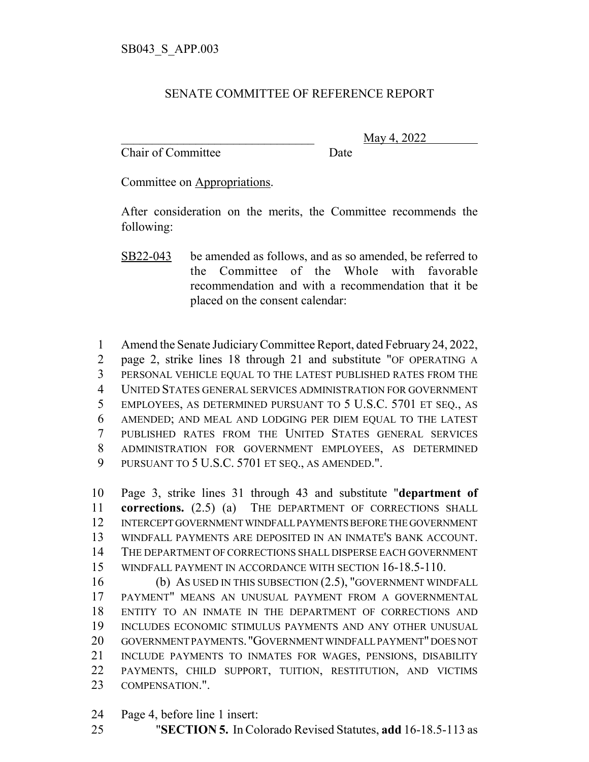SB043_S_APP.003

# SENATE COMMITTEE OF REFERENCE REPORT

\_\_\_\_\_\_\_\_\_\_\_\_\_\_\_\_\_\_\_\_\_\_\_\_\_\_\_\_\_\_\_\_ May 4, 2022
Chair of Committee Date

Committee on Appropriations.

After consideration on the merits, the Committee recommends the following:

SB22-043 be amended as follows, and as so amended, be referred to the Committee of the Whole with favorable recommendation and with a recommendation that it be placed on the consent calendar:

1 Amend the Senate Judiciary Committee Report, dated February 24, 2022,
2 page 2, strike lines 18 through 21 and substitute "OF OPERATING A
3 PERSONAL VEHICLE EQUAL TO THE LATEST PUBLISHED RATES FROM THE
4 UNITED STATES GENERAL SERVICES ADMINISTRATION FOR GOVERNMENT
5 EMPLOYEES, AS DETERMINED PURSUANT TO 5 U.S.C. 5701 ET SEQ., AS
6 AMENDED; AND MEAL AND LODGING PER DIEM EQUAL TO THE LATEST
7 PUBLISHED RATES FROM THE UNITED STATES GENERAL SERVICES
8 ADMINISTRATION FOR GOVERNMENT EMPLOYEES, AS DETERMINED
9 PURSUANT TO 5 U.S.C. 5701 ET SEQ., AS AMENDED.".

10 Page 3, strike lines 31 through 43 and substitute "**department of**
11 **corrections.** (2.5) (a) THE DEPARTMENT OF CORRECTIONS SHALL
12 INTERCEPT GOVERNMENT WINDFALL PAYMENTS BEFORE THE GOVERNMENT
13 WINDFALL PAYMENTS ARE DEPOSITED IN AN INMATE'S BANK ACCOUNT.
14 THE DEPARTMENT OF CORRECTIONS SHALL DISPERSE EACH GOVERNMENT
15 WINDFALL PAYMENT IN ACCORDANCE WITH SECTION 16-18.5-110.
16 (b) AS USED IN THIS SUBSECTION (2.5), "GOVERNMENT WINDFALL
17 PAYMENT" MEANS AN UNUSUAL PAYMENT FROM A GOVERNMENTAL
18 ENTITY TO AN INMATE IN THE DEPARTMENT OF CORRECTIONS AND
19 INCLUDES ECONOMIC STIMULUS PAYMENTS AND ANY OTHER UNUSUAL
20 GOVERNMENT PAYMENTS. "GOVERNMENT WINDFALL PAYMENT" DOES NOT
21 INCLUDE PAYMENTS TO INMATES FOR WAGES, PENSIONS, DISABILITY
22 PAYMENTS, CHILD SUPPORT, TUITION, RESTITUTION, AND VICTIMS
23 COMPENSATION.".

24 Page 4, before line 1 insert:
25 "**SECTION 5.** In Colorado Revised Statutes, **add** 16-18.5-113 as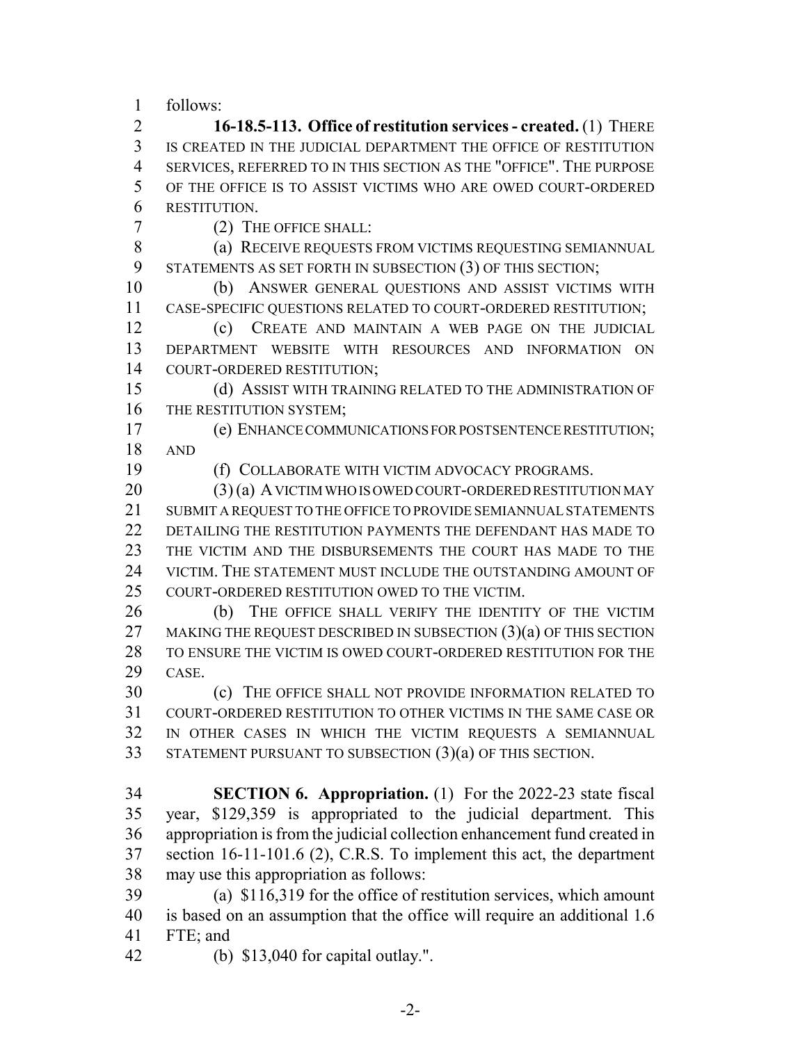follows:

**16-18.5-113. Office of restitution services - created.** (1) THERE IS CREATED IN THE JUDICIAL DEPARTMENT THE OFFICE OF RESTITUTION SERVICES, REFERRED TO IN THIS SECTION AS THE "OFFICE". THE PURPOSE OF THE OFFICE IS TO ASSIST VICTIMS WHO ARE OWED COURT-ORDERED RESTITUTION.

(2) THE OFFICE SHALL:

(a) RECEIVE REQUESTS FROM VICTIMS REQUESTING SEMIANNUAL STATEMENTS AS SET FORTH IN SUBSECTION (3) OF THIS SECTION;

(b) ANSWER GENERAL QUESTIONS AND ASSIST VICTIMS WITH CASE-SPECIFIC QUESTIONS RELATED TO COURT-ORDERED RESTITUTION;

(c) CREATE AND MAINTAIN A WEB PAGE ON THE JUDICIAL DEPARTMENT WEBSITE WITH RESOURCES AND INFORMATION ON COURT-ORDERED RESTITUTION;

(d) ASSIST WITH TRAINING RELATED TO THE ADMINISTRATION OF THE RESTITUTION SYSTEM;

(e) ENHANCE COMMUNICATIONS FOR POSTSENTENCE RESTITUTION; AND

(f) COLLABORATE WITH VICTIM ADVOCACY PROGRAMS.

(3) (a) A VICTIM WHO IS OWED COURT-ORDERED RESTITUTION MAY SUBMIT A REQUEST TO THE OFFICE TO PROVIDE SEMIANNUAL STATEMENTS DETAILING THE RESTITUTION PAYMENTS THE DEFENDANT HAS MADE TO THE VICTIM AND THE DISBURSEMENTS THE COURT HAS MADE TO THE VICTIM. THE STATEMENT MUST INCLUDE THE OUTSTANDING AMOUNT OF COURT-ORDERED RESTITUTION OWED TO THE VICTIM.

(b) THE OFFICE SHALL VERIFY THE IDENTITY OF THE VICTIM MAKING THE REQUEST DESCRIBED IN SUBSECTION (3)(a) OF THIS SECTION TO ENSURE THE VICTIM IS OWED COURT-ORDERED RESTITUTION FOR THE CASE.

(c) THE OFFICE SHALL NOT PROVIDE INFORMATION RELATED TO COURT-ORDERED RESTITUTION TO OTHER VICTIMS IN THE SAME CASE OR IN OTHER CASES IN WHICH THE VICTIM REQUESTS A SEMIANNUAL STATEMENT PURSUANT TO SUBSECTION (3)(a) OF THIS SECTION.

**SECTION 6. Appropriation.** (1) For the 2022-23 state fiscal year, $129,359 is appropriated to the judicial department. This appropriation is from the judicial collection enhancement fund created in section 16-11-101.6 (2), C.R.S. To implement this act, the department may use this appropriation as follows:

(a) $116,319 for the office of restitution services, which amount is based on an assumption that the office will require an additional 1.6 FTE; and

(b) $13,040 for capital outlay.".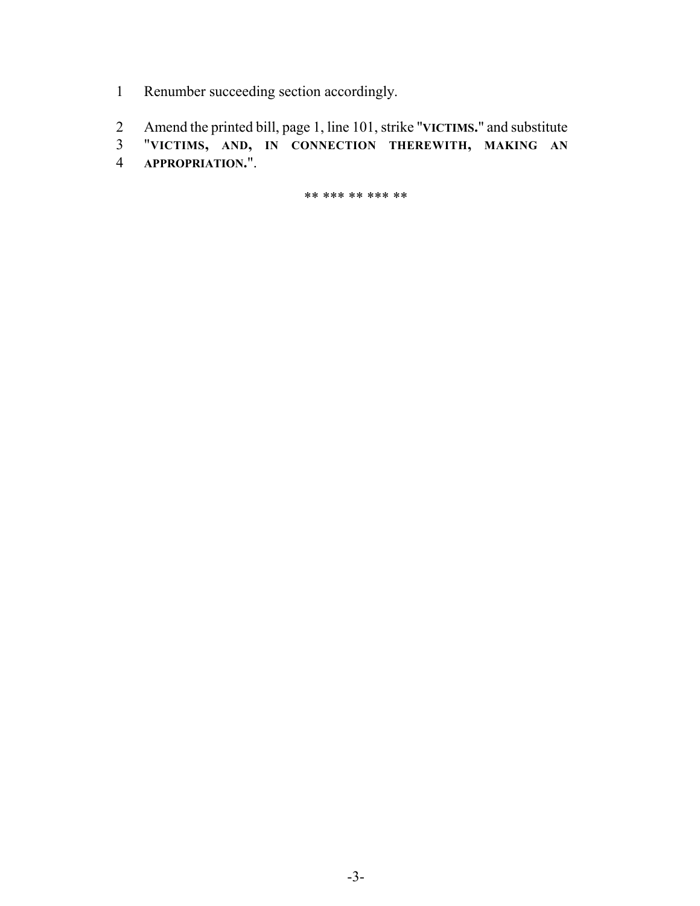1 Renumber succeeding section accordingly.

2 Amend the printed bill, page 1, line 101, strike "**VICTIMS.**" and substitute
3 "**VICTIMS, AND, IN CONNECTION THEREWITH, MAKING AN**
4 **APPROPRIATION.**".

** *** ** *** **